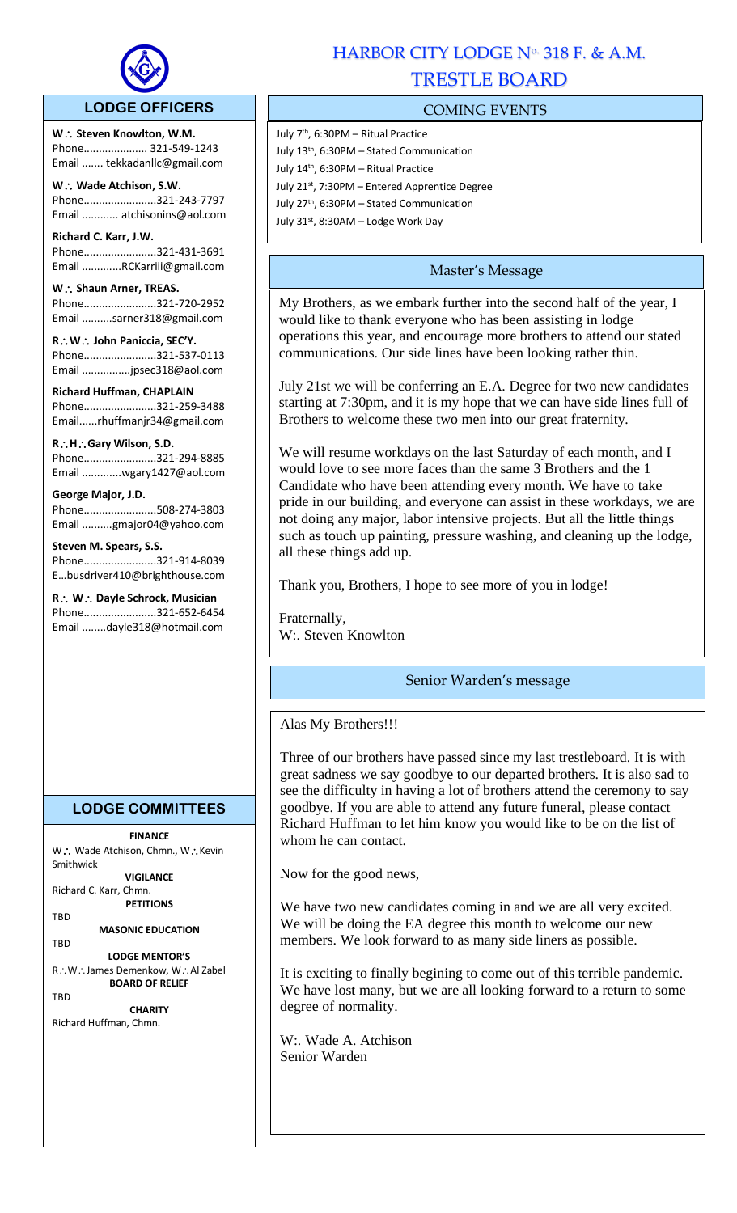# HARBOR CITY LODGE № 318 F. & A.M.

# TRESTLE BOARD

## LODGE OFFICERS

**W∴ Steven Knowlton, W.M.**
Phone..................... 321-549-1243
Email ....... tekkadanllc@gmail.com

**W∴ Wade Atchison, S.W.**
Phone........................321-243-7797
Email ............ atchisonins@aol.com

**Richard C. Karr, J.W.**
Phone........................321-431-3691
Email .............RCKarriii@gmail.com

**W∴ Shaun Arner, TREAS.**
Phone........................321-720-2952
Email ..........sarner318@gmail.com

**R∴W∴ John Paniccia, SEC'Y.**
Phone........................321-537-0113
Email ................jpsec318@aol.com

**Richard Huffman, CHAPLAIN**
Phone........................321-259-3488
Email......rhuffmanjr34@gmail.com

**R∴H∴Gary Wilson, S.D.**
Phone........................321-294-8885
Email .............wgary1427@aol.com

**George Major, J.D.**
Phone........................508-274-3803
Email ..........gmajor04@yahoo.com

**Steven M. Spears, S.S.**
Phone........................321-914-8039
E...busdriver410@brighthouse.com

**R∴ W∴ Dayle Schrock, Musician**
Phone........................321-652-6454
Email ........dayle318@hotmail.com

## LODGE COMMITTEES

**FINANCE**
W∴ Wade Atchison, Chmn., W∴Kevin Smithwick

**VIGILANCE**
Richard C. Karr, Chmn.

**PETITIONS**
TBD

**MASONIC EDUCATION**
TBD

**LODGE MENTOR'S**
R∴W∴James Demenkow, W∴Al Zabel

**BOARD OF RELIEF**
TBD

**CHARITY**
Richard Huffman, Chmn.

## COMING EVENTS

July 7th, 6:30PM – Ritual Practice
July 13th, 6:30PM – Stated Communication
July 14th, 6:30PM – Ritual Practice
July 21st, 7:30PM – Entered Apprentice Degree
July 27th, 6:30PM – Stated Communication
July 31st, 8:30AM – Lodge Work Day

## Master's Message

My Brothers, as we embark further into the second half of the year, I would like to thank everyone who has been assisting in lodge operations this year, and encourage more brothers to attend our stated communications. Our side lines have been looking rather thin.

July 21st we will be conferring an E.A. Degree for two new candidates starting at 7:30pm, and it is my hope that we can have side lines full of Brothers to welcome these two men into our great fraternity.

We will resume workdays on the last Saturday of each month, and I would love to see more faces than the same 3 Brothers and the 1 Candidate who have been attending every month. We have to take pride in our building, and everyone can assist in these workdays, we are not doing any major, labor intensive projects. But all the little things such as touch up painting, pressure washing, and cleaning up the lodge, all these things add up.

Thank you, Brothers, I hope to see more of you in lodge!

Fraternally,
W:. Steven Knowlton

## Senior Warden's message

Alas My Brothers!!!

Three of our brothers have passed since my last trestleboard. It is with great sadness we say goodbye to our departed brothers. It is also sad to see the difficulty in having a lot of brothers attend the ceremony to say goodbye. If you are able to attend any future funeral, please contact Richard Huffman to let him know you would like to be on the list of whom he can contact.

Now for the good news,

We have two new candidates coming in and we are all very excited. We will be doing the EA degree this month to welcome our new members. We look forward to as many side liners as possible.

It is exciting to finally begining to come out of this terrible pandemic. We have lost many, but we are all looking forward to a return to some degree of normality.

W:. Wade A. Atchison
Senior Warden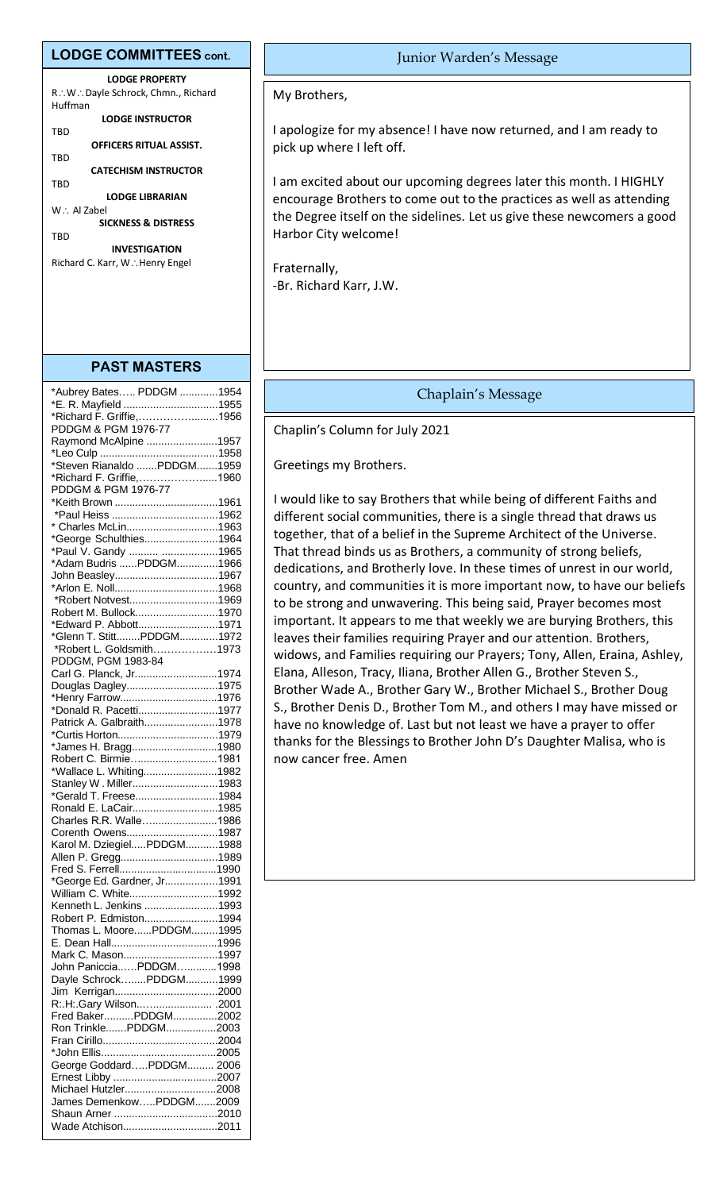## LODGE COMMITTEES cont.

**LODGE PROPERTY**
R∴W∴ Dayle Schrock, Chmn., Richard Huffman

**LODGE INSTRUCTOR**
TBD

**OFFICERS RITUAL ASSIST.**
TBD

**CATECHISM INSTRUCTOR**
TBD

**LODGE LIBRARIAN**
W∴ Al Zabel

**SICKNESS & DISTRESS**
TBD

**INVESTIGATION**
Richard C. Karr, W∴Henry Engel

## PAST MASTERS

*Aubrey Bates….. PDDGM .............1954
*E. R. Mayfield ................................1955
*Richard F. Griffie,………….............1956
PDDGM & PGM 1976-77
Raymond McAlpine ........................1957
*Leo Culp ........................................1958
*Steven Rianaldo .......PDDGM.......1959
*Richard F. Griffie,………….............1960
PDDGM & PGM 1976-77
*Keith Brown ...................................1961
*Paul Heiss ....................................1962
* Charles McLin...............................1963
*George Schulthies.........................1964
*Paul V. Gandy .......... ...................1965
*Adam Budris ......PDDGM..............1966
John Beasley....................................1967
*Arlon E. Noll....................................1968
*Robert Notvest...............................1969
Robert M. Bullock............................1970
*Edward P. Abbott............................1971
*Glenn T. Stitt........PDDGM.............1972
*Robert L. Goldsmith………….......1973
PDDGM, PGM 1983-84
Carl G. Planck, Jr.............................1974
Douglas Dagley................................1975
*Henry Farrow..................................1976
*Donald R. Pacetti............................1977
Patrick A. Galbraith..........................1978
*Curtis Horton...................................1979
*James H. Bragg..............................1980
Robert C. Birmie…..........................1981
*Wallace L. Whiting..........................1982
Stanley W . Miller..............................1983
*Gerald T. Freese.............................1984
Ronald E. LaCair..............................1985
Charles R.R. Walle…......................1986
Corenth Owens.................................1987
Karol M. Dziegiel.....PDDGM...........1988
Allen P. Gregg..................................1989
Fred S. Ferrell..................................1990
*George Ed. Gardner, Jr..................1991
William C. White..............................1992
Kenneth L. Jenkins .........................1993
Robert P. Edmiston..........................1994
Thomas L. Moore......PDDGM.........1995
E. Dean Hall.....................................1996
Mark C. Mason.................................1997
John Paniccia..…PDDGM…..........1998
Dayle Schrock........PDDGM...........1999
Jim Kerrigan.....................................2000
R:.H:.Gary Wilson…...................... .2001
Fred Baker..........PDDGM...............2002
Ron Trinkle.......PDDGM.................2003
Fran Cirillo........................................2004
*John Ellis.........................................2005
George Goddard…..PDDGM......... 2006
Ernest Libby ....................................2007
Michael Hutzler.................................2008
James Demenkow…..PDDGM.......2009
Shaun Arner ....................................2010
Wade Atchison.................................2011

## Junior Warden's Message

My Brothers,

I apologize for my absence! I have now returned, and I am ready to pick up where I left off.

I am excited about our upcoming degrees later this month. I HIGHLY encourage Brothers to come out to the practices as well as attending the Degree itself on the sidelines. Let us give these newcomers a good Harbor City welcome!

Fraternally,
-Br. Richard Karr, J.W.

## Chaplain's Message

Chaplin's Column for July 2021

Greetings my Brothers.

I would like to say Brothers that while being of different Faiths and different social communities, there is a single thread that draws us together, that of a belief in the Supreme Architect of the Universe. That thread binds us as Brothers, a community of strong beliefs, dedications, and Brotherly love. In these times of unrest in our world, country, and communities it is more important now, to have our beliefs to be strong and unwavering. This being said, Prayer becomes most important. It appears to me that weekly we are burying Brothers, this leaves their families requiring Prayer and our attention. Brothers, widows, and Families requiring our Prayers; Tony, Allen, Eraina, Ashley, Elana, Alleson, Tracy, Iliana, Brother Allen G., Brother Steven S., Brother Wade A., Brother Gary W., Brother Michael S., Brother Doug S., Brother Denis D., Brother Tom M., and others I may have missed or have no knowledge of. Last but not least we have a prayer to offer thanks for the Blessings to Brother John D's Daughter Malisa, who is now cancer free. Amen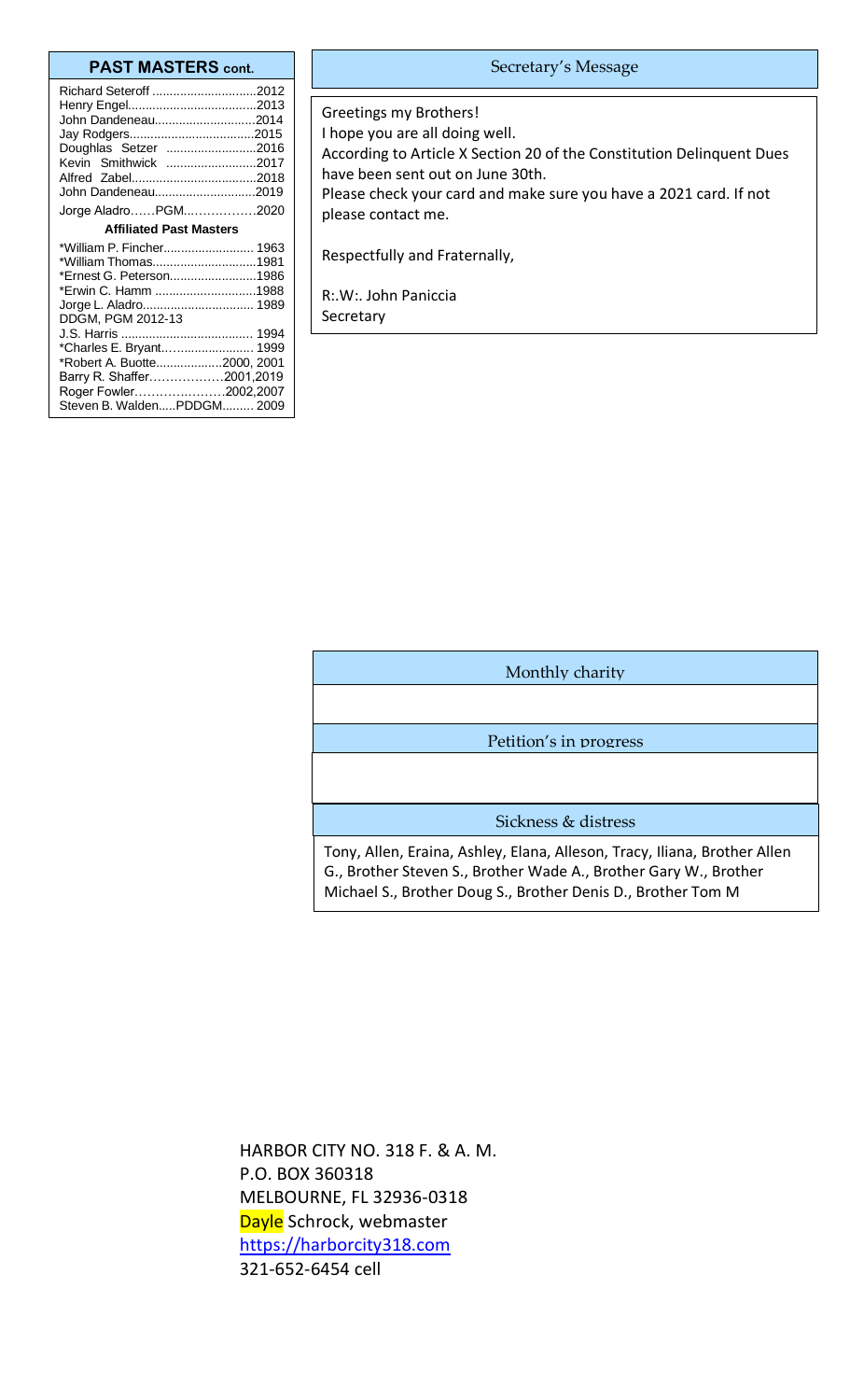## PAST MASTERS cont.

| | |
|---|---|
| Richard Seteroff | 2012 |
| Henry Engel | 2013 |
| John Dandeneau | 2014 |
| Jay Rodgers | 2015 |
| Doughlas Setzer | 2016 |
| Kevin Smithwick | 2017 |
| Alfred Zabel | 2018 |
| John Dandeneau | 2019 |
| Jorge Aladro……PGM | 2020 |

### Affiliated Past Masters

| | |
|---|---|
| *William P. Fincher | 1963 |
| *William Thomas | 1981 |
| *Ernest G. Peterson | 1986 |
| *Erwin C. Hamm | 1988 |
| Jorge L. Aladro | 1989 |
| DDGM, PGM 2012-13 | |
| J.S. Harris | 1994 |
| *Charles E. Bryant | 1999 |
| *Robert A. Buotte | 2000, 2001 |
| Barry R. Shaffer | 2001,2019 |
| Roger Fowler | 2002,2007 |
| Steven B. Walden.....PDDGM | 2009 |

## Secretary's Message

Greetings my Brothers!

I hope you are all doing well.

According to Article X Section 20 of the Constitution Delinquent Dues have been sent out on June 30th.

Please check your card and make sure you have a 2021 card. If not please contact me.

Respectfully and Fraternally,

R:.W:. John Paniccia
Secretary

## Monthly charity

## Petition's in progress

## Sickness & distress

Tony, Allen, Eraina, Ashley, Elana, Alleson, Tracy, Iliana, Brother Allen G., Brother Steven S., Brother Wade A., Brother Gary W., Brother Michael S., Brother Doug S., Brother Denis D., Brother Tom M

HARBOR CITY NO. 318 F. & A. M.
P.O. BOX 360318
MELBOURNE, FL 32936-0318
Dayle Schrock, webmaster
https://harborcity318.com
321-652-6454 cell